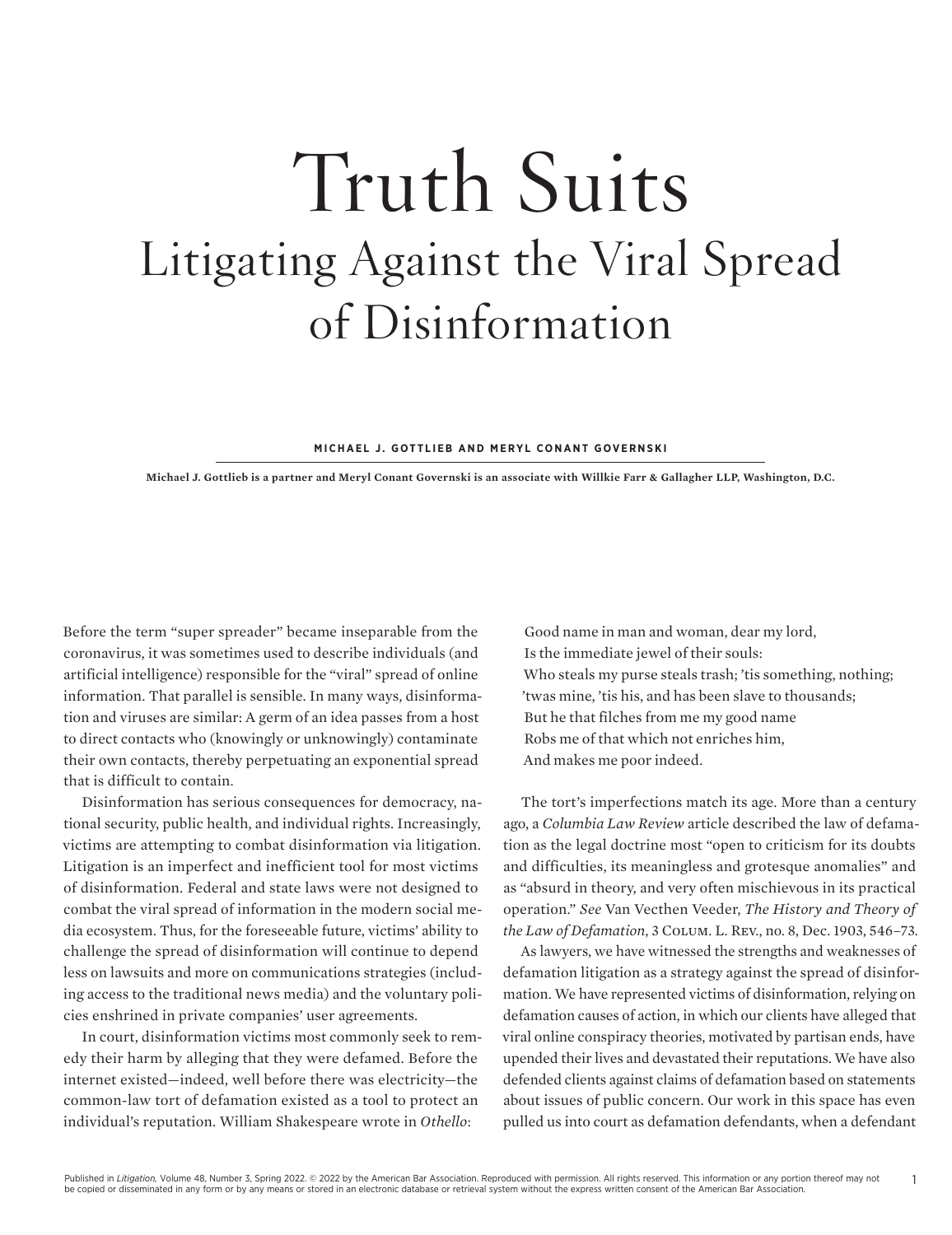# Truth Suits

## Litigating Against the Viral Spread of Disinformation

**MICHAEL J. GOTTLIEB AND MERYL CONANT GOVERNSKI**

**Michael J. Gottlieb is a partner and Meryl Conant Governski is an associate with Willkie Farr & Gallagher LLP, Washington, D.C.**

Before the term "super spreader" became inseparable from the coronavirus, it was sometimes used to describe individuals (and artificial intelligence) responsible for the "viral" spread of online information. That parallel is sensible. In many ways, disinformation and viruses are similar: A germ of an idea passes from a host to direct contacts who (knowingly or unknowingly) contaminate their own contacts, thereby perpetuating an exponential spread that is difficult to contain.

Disinformation has serious consequences for democracy, national security, public health, and individual rights. Increasingly, victims are attempting to combat disinformation via litigation. Litigation is an imperfect and inefficient tool for most victims of disinformation. Federal and state laws were not designed to combat the viral spread of information in the modern social media ecosystem. Thus, for the foreseeable future, victims' ability to challenge the spread of disinformation will continue to depend less on lawsuits and more on communications strategies (including access to the traditional news media) and the voluntary policies enshrined in private companies' user agreements.

In court, disinformation victims most commonly seek to remedy their harm by alleging that they were defamed. Before the internet existed—indeed, well before there was electricity—the common-law tort of defamation existed as a tool to protect an individual's reputation. William Shakespeare wrote in *Othello*:

> Good name in man and woman, dear my lord,
> Is the immediate jewel of their souls:
> Who steals my purse steals trash; 'tis something, nothing;
> 'twas mine, 'tis his, and has been slave to thousands;
> But he that filches from me my good name
> Robs me of that which not enriches him,
> And makes me poor indeed.

The tort's imperfections match its age. More than a century ago, a *Columbia Law Review* article described the law of defamation as the legal doctrine most "open to criticism for its doubts and difficulties, its meaningless and grotesque anomalies" and as "absurd in theory, and very often mischievous in its practical operation." *See* Van Vecthen Veeder, *The History and Theory of the Law of Defamation*, 3 Colum. L. Rev., no. 8, Dec. 1903, 546–73.

As lawyers, we have witnessed the strengths and weaknesses of defamation litigation as a strategy against the spread of disinformation. We have represented victims of disinformation, relying on defamation causes of action, in which our clients have alleged that viral online conspiracy theories, motivated by partisan ends, have upended their lives and devastated their reputations. We have also defended clients against claims of defamation based on statements about issues of public concern. Our work in this space has even pulled us into court as defamation defendants, when a defendant

Published in *Litigation,* Volume 48, Number 3, Spring 2022. © 2022 by the American Bar Association. Reproduced with permission. All rights reserved. This information or any portion thereof may not be copied or disseminated in any form or by any means or stored in an electronic database or retrieval system without the express written consent of the American Bar Association.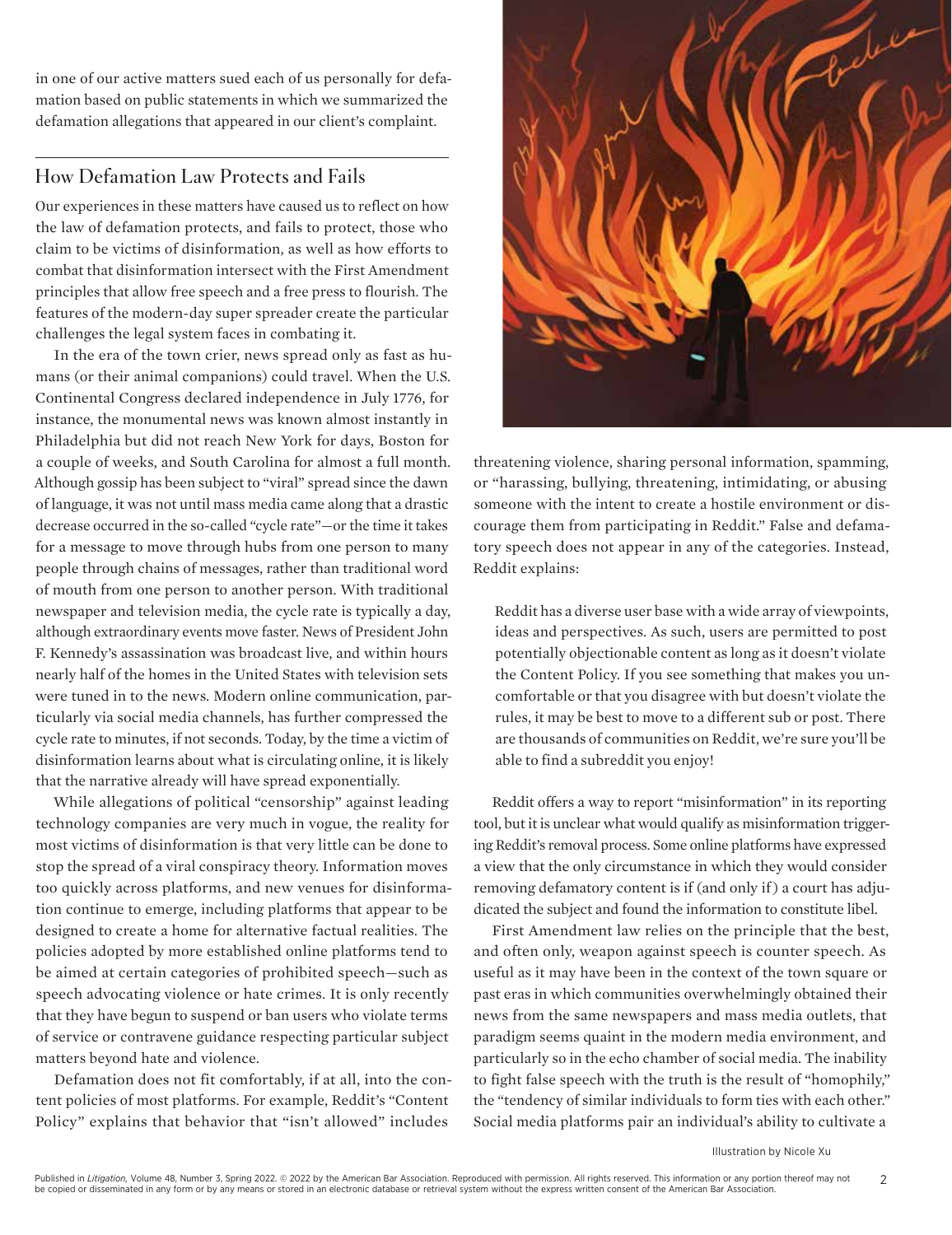in one of our active matters sued each of us personally for defamation based on public statements in which we summarized the defamation allegations that appeared in our client's complaint.

## How Defamation Law Protects and Fails

Our experiences in these matters have caused us to reflect on how the law of defamation protects, and fails to protect, those who claim to be victims of disinformation, as well as how efforts to combat that disinformation intersect with the First Amendment principles that allow free speech and a free press to flourish. The features of the modern-day super spreader create the particular challenges the legal system faces in combating it.

In the era of the town crier, news spread only as fast as humans (or their animal companions) could travel. When the U.S. Continental Congress declared independence in July 1776, for instance, the monumental news was known almost instantly in Philadelphia but did not reach New York for days, Boston for a couple of weeks, and South Carolina for almost a full month. Although gossip has been subject to "viral" spread since the dawn of language, it was not until mass media came along that a drastic decrease occurred in the so-called "cycle rate"—or the time it takes for a message to move through hubs from one person to many people through chains of messages, rather than traditional word of mouth from one person to another person. With traditional newspaper and television media, the cycle rate is typically a day, although extraordinary events move faster. News of President John F. Kennedy's assassination was broadcast live, and within hours nearly half of the homes in the United States with television sets were tuned in to the news. Modern online communication, particularly via social media channels, has further compressed the cycle rate to minutes, if not seconds. Today, by the time a victim of disinformation learns about what is circulating online, it is likely that the narrative already will have spread exponentially.

While allegations of political "censorship" against leading technology companies are very much in vogue, the reality for most victims of disinformation is that very little can be done to stop the spread of a viral conspiracy theory. Information moves too quickly across platforms, and new venues for disinformation continue to emerge, including platforms that appear to be designed to create a home for alternative factual realities. The policies adopted by more established online platforms tend to be aimed at certain categories of prohibited speech—such as speech advocating violence or hate crimes. It is only recently that they have begun to suspend or ban users who violate terms of service or contravene guidance respecting particular subject matters beyond hate and violence.

Defamation does not fit comfortably, if at all, into the content policies of most platforms. For example, Reddit's "Content Policy" explains that behavior that "isn't allowed" includes threatening violence, sharing personal information, spamming, or "harassing, bullying, threatening, intimidating, or abusing someone with the intent to create a hostile environment or discourage them from participating in Reddit." False and defamatory speech does not appear in any of the categories. Instead, Reddit explains:

> Reddit has a diverse user base with a wide array of viewpoints, ideas and perspectives. As such, users are permitted to post potentially objectionable content as long as it doesn't violate the Content Policy. If you see something that makes you uncomfortable or that you disagree with but doesn't violate the rules, it may be best to move to a different sub or post. There are thousands of communities on Reddit, we're sure you'll be able to find a subreddit you enjoy!

Reddit offers a way to report "misinformation" in its reporting tool, but it is unclear what would qualify as misinformation triggering Reddit's removal process. Some online platforms have expressed a view that the only circumstance in which they would consider removing defamatory content is if (and only if) a court has adjudicated the subject and found the information to constitute libel.

First Amendment law relies on the principle that the best, and often only, weapon against speech is counter speech. As useful as it may have been in the context of the town square or past eras in which communities overwhelmingly obtained their news from the same newspapers and mass media outlets, that paradigm seems quaint in the modern media environment, and particularly so in the echo chamber of social media. The inability to fight false speech with the truth is the result of "homophily," the "tendency of similar individuals to form ties with each other." Social media platforms pair an individual's ability to cultivate a

Illustration by Nicole Xu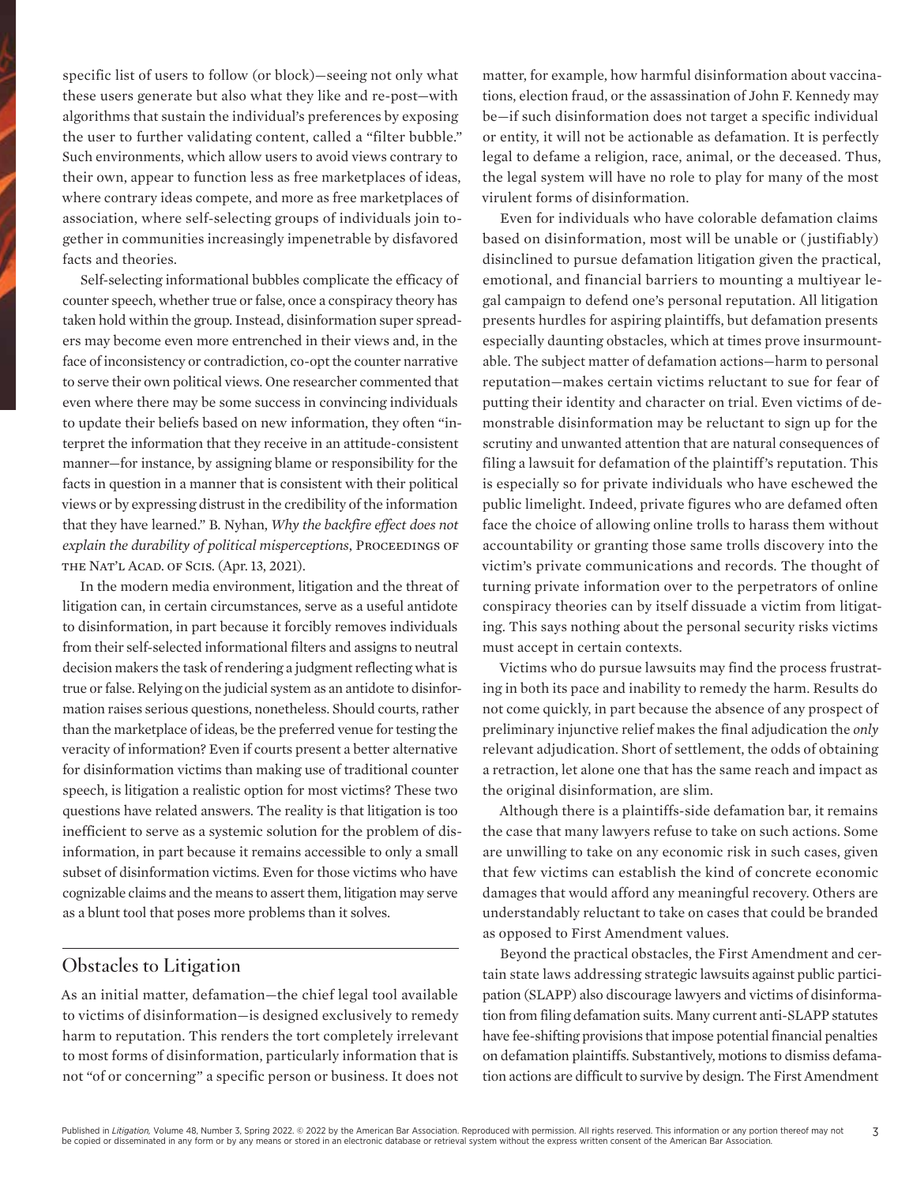specific list of users to follow (or block)—seeing not only what these users generate but also what they like and re-post—with algorithms that sustain the individual's preferences by exposing the user to further validating content, called a "filter bubble." Such environments, which allow users to avoid views contrary to their own, appear to function less as free marketplaces of ideas, where contrary ideas compete, and more as free marketplaces of association, where self-selecting groups of individuals join together in communities increasingly impenetrable by disfavored facts and theories.

Self-selecting informational bubbles complicate the efficacy of counter speech, whether true or false, once a conspiracy theory has taken hold within the group. Instead, disinformation super spreaders may become even more entrenched in their views and, in the face of inconsistency or contradiction, co-opt the counter narrative to serve their own political views. One researcher commented that even where there may be some success in convincing individuals to update their beliefs based on new information, they often "interpret the information that they receive in an attitude-consistent manner—for instance, by assigning blame or responsibility for the facts in question in a manner that is consistent with their political views or by expressing distrust in the credibility of the information that they have learned." B. Nyhan, *Why the backfire effect does not explain the durability of political misperceptions*, Proceedings of the Nat'l Acad. of Scis. (Apr. 13, 2021).

In the modern media environment, litigation and the threat of litigation can, in certain circumstances, serve as a useful antidote to disinformation, in part because it forcibly removes individuals from their self-selected informational filters and assigns to neutral decision makers the task of rendering a judgment reflecting what is true or false. Relying on the judicial system as an antidote to disinformation raises serious questions, nonetheless. Should courts, rather than the marketplace of ideas, be the preferred venue for testing the veracity of information? Even if courts present a better alternative for disinformation victims than making use of traditional counter speech, is litigation a realistic option for most victims? These two questions have related answers. The reality is that litigation is too inefficient to serve as a systemic solution for the problem of disinformation, in part because it remains accessible to only a small subset of disinformation victims. Even for those victims who have cognizable claims and the means to assert them, litigation may serve as a blunt tool that poses more problems than it solves.

## Obstacles to Litigation

As an initial matter, defamation—the chief legal tool available to victims of disinformation—is designed exclusively to remedy harm to reputation. This renders the tort completely irrelevant to most forms of disinformation, particularly information that is not "of or concerning" a specific person or business. It does not matter, for example, how harmful disinformation about vaccinations, election fraud, or the assassination of John F. Kennedy may be—if such disinformation does not target a specific individual or entity, it will not be actionable as defamation. It is perfectly legal to defame a religion, race, animal, or the deceased. Thus, the legal system will have no role to play for many of the most virulent forms of disinformation.

Even for individuals who have colorable defamation claims based on disinformation, most will be unable or (justifiably) disinclined to pursue defamation litigation given the practical, emotional, and financial barriers to mounting a multiyear legal campaign to defend one's personal reputation. All litigation presents hurdles for aspiring plaintiffs, but defamation presents especially daunting obstacles, which at times prove insurmountable. The subject matter of defamation actions—harm to personal reputation—makes certain victims reluctant to sue for fear of putting their identity and character on trial. Even victims of demonstrable disinformation may be reluctant to sign up for the scrutiny and unwanted attention that are natural consequences of filing a lawsuit for defamation of the plaintiff's reputation. This is especially so for private individuals who have eschewed the public limelight. Indeed, private figures who are defamed often face the choice of allowing online trolls to harass them without accountability or granting those same trolls discovery into the victim's private communications and records. The thought of turning private information over to the perpetrators of online conspiracy theories can by itself dissuade a victim from litigating. This says nothing about the personal security risks victims must accept in certain contexts.

Victims who do pursue lawsuits may find the process frustrating in both its pace and inability to remedy the harm. Results do not come quickly, in part because the absence of any prospect of preliminary injunctive relief makes the final adjudication the *only* relevant adjudication. Short of settlement, the odds of obtaining a retraction, let alone one that has the same reach and impact as the original disinformation, are slim.

Although there is a plaintiffs-side defamation bar, it remains the case that many lawyers refuse to take on such actions. Some are unwilling to take on any economic risk in such cases, given that few victims can establish the kind of concrete economic damages that would afford any meaningful recovery. Others are understandably reluctant to take on cases that could be branded as opposed to First Amendment values.

Beyond the practical obstacles, the First Amendment and certain state laws addressing strategic lawsuits against public participation (SLAPP) also discourage lawyers and victims of disinformation from filing defamation suits. Many current anti-SLAPP statutes have fee-shifting provisions that impose potential financial penalties on defamation plaintiffs. Substantively, motions to dismiss defamation actions are difficult to survive by design. The First Amendment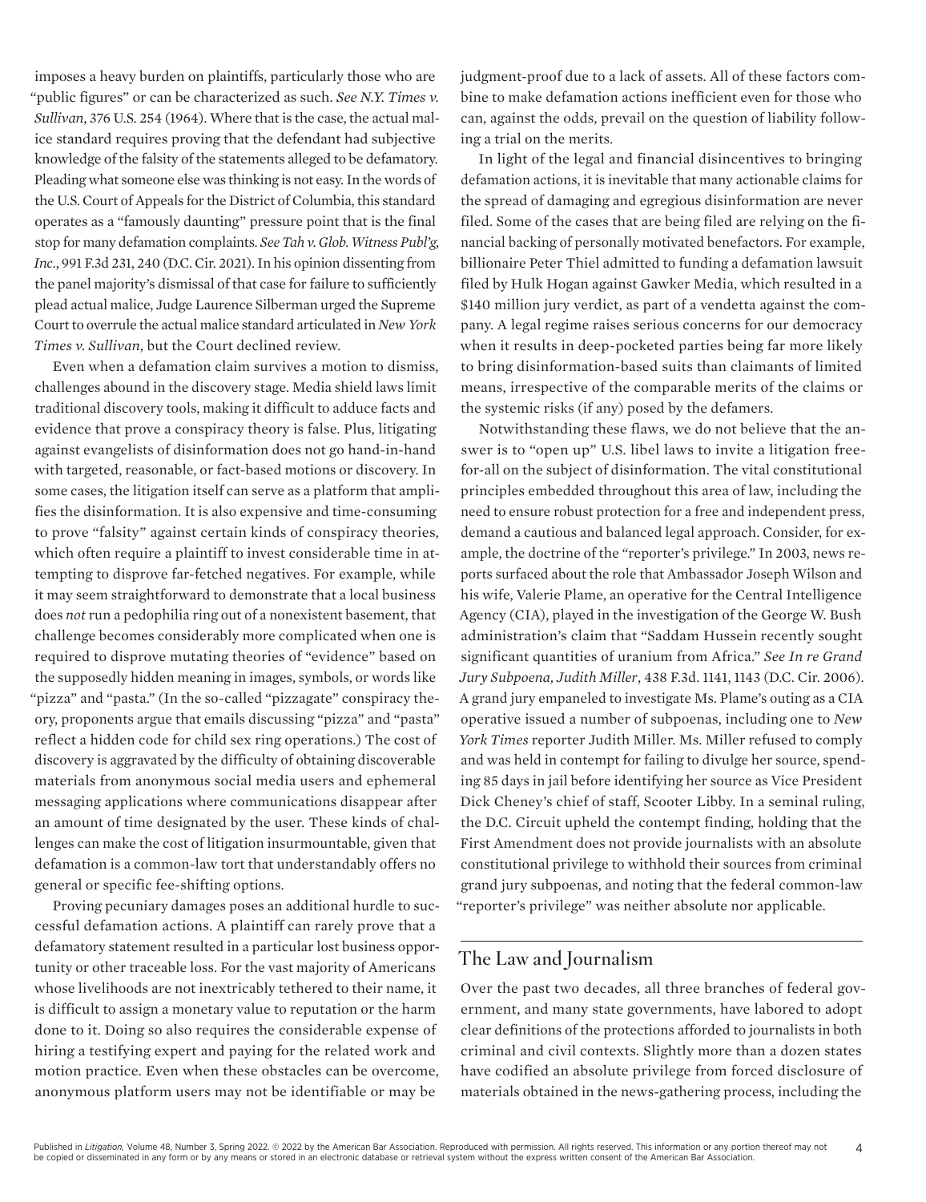imposes a heavy burden on plaintiffs, particularly those who are "public figures" or can be characterized as such. *See N.Y. Times v. Sullivan*, 376 U.S. 254 (1964). Where that is the case, the actual malice standard requires proving that the defendant had subjective knowledge of the falsity of the statements alleged to be defamatory. Pleading what someone else was thinking is not easy. In the words of the U.S. Court of Appeals for the District of Columbia, this standard operates as a "famously daunting" pressure point that is the final stop for many defamation complaints. *See Tah v. Glob. Witness Publ'g, Inc.*, 991 F.3d 231, 240 (D.C. Cir. 2021). In his opinion dissenting from the panel majority's dismissal of that case for failure to sufficiently plead actual malice, Judge Laurence Silberman urged the Supreme Court to overrule the actual malice standard articulated in *New York Times v. Sullivan*, but the Court declined review.

Even when a defamation claim survives a motion to dismiss, challenges abound in the discovery stage. Media shield laws limit traditional discovery tools, making it difficult to adduce facts and evidence that prove a conspiracy theory is false. Plus, litigating against evangelists of disinformation does not go hand-in-hand with targeted, reasonable, or fact-based motions or discovery. In some cases, the litigation itself can serve as a platform that amplifies the disinformation. It is also expensive and time-consuming to prove "falsity" against certain kinds of conspiracy theories, which often require a plaintiff to invest considerable time in attempting to disprove far-fetched negatives. For example, while it may seem straightforward to demonstrate that a local business does *not* run a pedophilia ring out of a nonexistent basement, that challenge becomes considerably more complicated when one is required to disprove mutating theories of "evidence" based on the supposedly hidden meaning in images, symbols, or words like "pizza" and "pasta." (In the so-called "pizzagate" conspiracy theory, proponents argue that emails discussing "pizza" and "pasta" reflect a hidden code for child sex ring operations.) The cost of discovery is aggravated by the difficulty of obtaining discoverable materials from anonymous social media users and ephemeral messaging applications where communications disappear after an amount of time designated by the user. These kinds of challenges can make the cost of litigation insurmountable, given that defamation is a common-law tort that understandably offers no general or specific fee-shifting options.

Proving pecuniary damages poses an additional hurdle to successful defamation actions. A plaintiff can rarely prove that a defamatory statement resulted in a particular lost business opportunity or other traceable loss. For the vast majority of Americans whose livelihoods are not inextricably tethered to their name, it is difficult to assign a monetary value to reputation or the harm done to it. Doing so also requires the considerable expense of hiring a testifying expert and paying for the related work and motion practice. Even when these obstacles can be overcome, anonymous platform users may not be identifiable or may be judgment-proof due to a lack of assets. All of these factors combine to make defamation actions inefficient even for those who can, against the odds, prevail on the question of liability following a trial on the merits.

In light of the legal and financial disincentives to bringing defamation actions, it is inevitable that many actionable claims for the spread of damaging and egregious disinformation are never filed. Some of the cases that are being filed are relying on the financial backing of personally motivated benefactors. For example, billionaire Peter Thiel admitted to funding a defamation lawsuit filed by Hulk Hogan against Gawker Media, which resulted in a $140 million jury verdict, as part of a vendetta against the company. A legal regime raises serious concerns for our democracy when it results in deep-pocketed parties being far more likely to bring disinformation-based suits than claimants of limited means, irrespective of the comparable merits of the claims or the systemic risks (if any) posed by the defamers.

Notwithstanding these flaws, we do not believe that the answer is to "open up" U.S. libel laws to invite a litigation free-for-all on the subject of disinformation. The vital constitutional principles embedded throughout this area of law, including the need to ensure robust protection for a free and independent press, demand a cautious and balanced legal approach. Consider, for example, the doctrine of the "reporter's privilege." In 2003, news reports surfaced about the role that Ambassador Joseph Wilson and his wife, Valerie Plame, an operative for the Central Intelligence Agency (CIA), played in the investigation of the George W. Bush administration's claim that "Saddam Hussein recently sought significant quantities of uranium from Africa." *See In re Grand Jury Subpoena, Judith Miller*, 438 F.3d. 1141, 1143 (D.C. Cir. 2006). A grand jury empaneled to investigate Ms. Plame's outing as a CIA operative issued a number of subpoenas, including one to *New York Times* reporter Judith Miller. Ms. Miller refused to comply and was held in contempt for failing to divulge her source, spending 85 days in jail before identifying her source as Vice President Dick Cheney's chief of staff, Scooter Libby. In a seminal ruling, the D.C. Circuit upheld the contempt finding, holding that the First Amendment does not provide journalists with an absolute constitutional privilege to withhold their sources from criminal grand jury subpoenas, and noting that the federal common-law "reporter's privilege" was neither absolute nor applicable.

## The Law and Journalism

Over the past two decades, all three branches of federal government, and many state governments, have labored to adopt clear definitions of the protections afforded to journalists in both criminal and civil contexts. Slightly more than a dozen states have codified an absolute privilege from forced disclosure of materials obtained in the news-gathering process, including the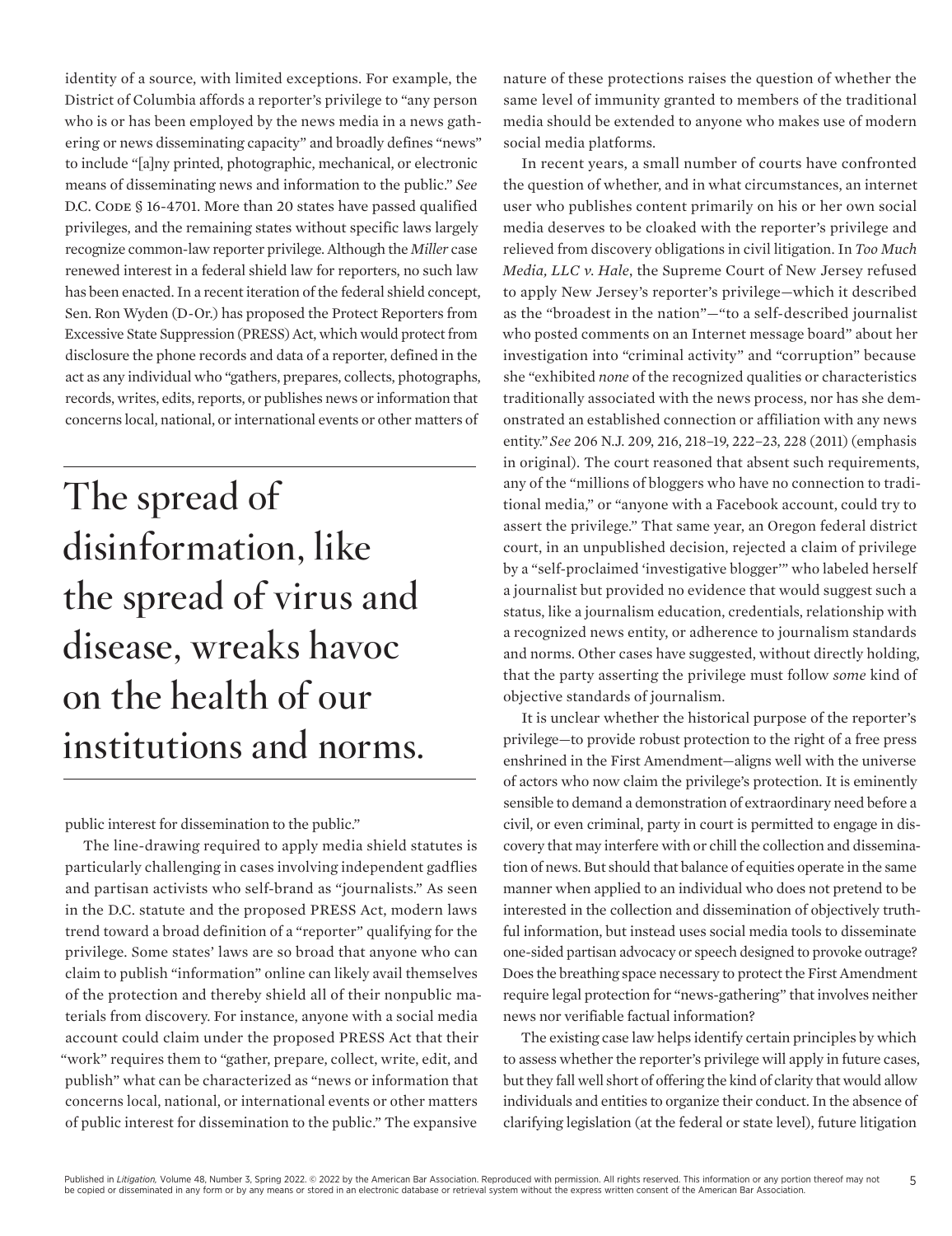identity of a source, with limited exceptions. For example, the District of Columbia affords a reporter's privilege to "any person who is or has been employed by the news media in a news gathering or news disseminating capacity" and broadly defines "news" to include "[a]ny printed, photographic, mechanical, or electronic means of disseminating news and information to the public." *See* D.C. Code § 16-4701. More than 20 states have passed qualified privileges, and the remaining states without specific laws largely recognize common-law reporter privilege. Although the *Miller* case renewed interest in a federal shield law for reporters, no such law has been enacted. In a recent iteration of the federal shield concept, Sen. Ron Wyden (D-Or.) has proposed the Protect Reporters from Excessive State Suppression (PRESS) Act, which would protect from disclosure the phone records and data of a reporter, defined in the act as any individual who "gathers, prepares, collects, photographs, records, writes, edits, reports, or publishes news or information that concerns local, national, or international events or other matters of public interest for dissemination to the public."

> The spread of disinformation, like the spread of virus and disease, wreaks havoc on the health of our institutions and norms.

The line-drawing required to apply media shield statutes is particularly challenging in cases involving independent gadflies and partisan activists who self-brand as "journalists." As seen in the D.C. statute and the proposed PRESS Act, modern laws trend toward a broad definition of a "reporter" qualifying for the privilege. Some states' laws are so broad that anyone who can claim to publish "information" online can likely avail themselves of the protection and thereby shield all of their nonpublic materials from discovery. For instance, anyone with a social media account could claim under the proposed PRESS Act that their "work" requires them to "gather, prepare, collect, write, edit, and publish" what can be characterized as "news or information that concerns local, national, or international events or other matters of public interest for dissemination to the public." The expansive nature of these protections raises the question of whether the same level of immunity granted to members of the traditional media should be extended to anyone who makes use of modern social media platforms.

In recent years, a small number of courts have confronted the question of whether, and in what circumstances, an internet user who publishes content primarily on his or her own social media deserves to be cloaked with the reporter's privilege and relieved from discovery obligations in civil litigation. In *Too Much Media, LLC v. Hale*, the Supreme Court of New Jersey refused to apply New Jersey's reporter's privilege—which it described as the "broadest in the nation"—"to a self-described journalist who posted comments on an Internet message board" about her investigation into "criminal activity" and "corruption" because she "exhibited *none* of the recognized qualities or characteristics traditionally associated with the news process, nor has she demonstrated an established connection or affiliation with any news entity." *See* 206 N.J. 209, 216, 218–19, 222–23, 228 (2011) (emphasis in original). The court reasoned that absent such requirements, any of the "millions of bloggers who have no connection to traditional media," or "anyone with a Facebook account, could try to assert the privilege." That same year, an Oregon federal district court, in an unpublished decision, rejected a claim of privilege by a "self-proclaimed 'investigative blogger'" who labeled herself a journalist but provided no evidence that would suggest such a status, like a journalism education, credentials, relationship with a recognized news entity, or adherence to journalism standards and norms. Other cases have suggested, without directly holding, that the party asserting the privilege must follow *some* kind of objective standards of journalism.

It is unclear whether the historical purpose of the reporter's privilege—to provide robust protection to the right of a free press enshrined in the First Amendment—aligns well with the universe of actors who now claim the privilege's protection. It is eminently sensible to demand a demonstration of extraordinary need before a civil, or even criminal, party in court is permitted to engage in discovery that may interfere with or chill the collection and dissemination of news. But should that balance of equities operate in the same manner when applied to an individual who does not pretend to be interested in the collection and dissemination of objectively truthful information, but instead uses social media tools to disseminate one-sided partisan advocacy or speech designed to provoke outrage? Does the breathing space necessary to protect the First Amendment require legal protection for "news-gathering" that involves neither news nor verifiable factual information?

The existing case law helps identify certain principles by which to assess whether the reporter's privilege will apply in future cases, but they fall well short of offering the kind of clarity that would allow individuals and entities to organize their conduct. In the absence of clarifying legislation (at the federal or state level), future litigation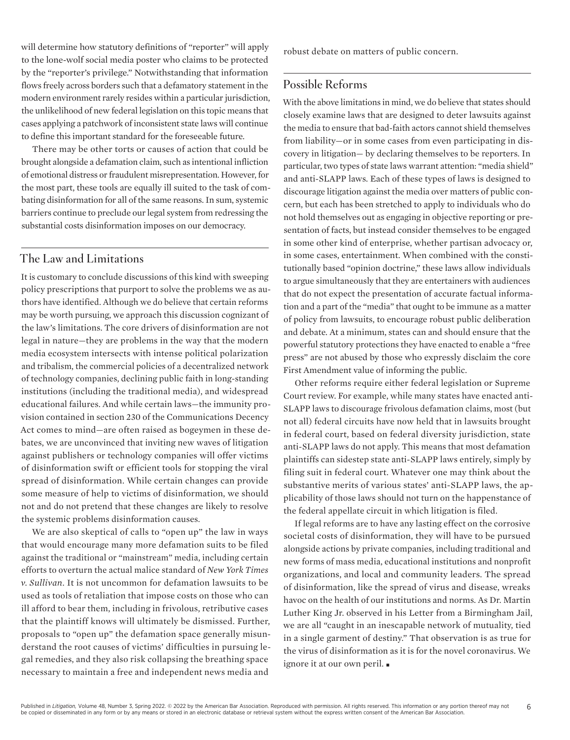will determine how statutory definitions of "reporter" will apply to the lone-wolf social media poster who claims to be protected by the "reporter's privilege." Notwithstanding that information flows freely across borders such that a defamatory statement in the modern environment rarely resides within a particular jurisdiction, the unlikelihood of new federal legislation on this topic means that cases applying a patchwork of inconsistent state laws will continue to define this important standard for the foreseeable future.

There may be other torts or causes of action that could be brought alongside a defamation claim, such as intentional infliction of emotional distress or fraudulent misrepresentation. However, for the most part, these tools are equally ill suited to the task of combating disinformation for all of the same reasons. In sum, systemic barriers continue to preclude our legal system from redressing the substantial costs disinformation imposes on our democracy.

## The Law and Limitations

It is customary to conclude discussions of this kind with sweeping policy prescriptions that purport to solve the problems we as authors have identified. Although we do believe that certain reforms may be worth pursuing, we approach this discussion cognizant of the law's limitations. The core drivers of disinformation are not legal in nature—they are problems in the way that the modern media ecosystem intersects with intense political polarization and tribalism, the commercial policies of a decentralized network of technology companies, declining public faith in long-standing institutions (including the traditional media), and widespread educational failures. And while certain laws—the immunity provision contained in section 230 of the Communications Decency Act comes to mind—are often raised as bogeymen in these debates, we are unconvinced that inviting new waves of litigation against publishers or technology companies will offer victims of disinformation swift or efficient tools for stopping the viral spread of disinformation. While certain changes can provide some measure of help to victims of disinformation, we should not and do not pretend that these changes are likely to resolve the systemic problems disinformation causes.

We are also skeptical of calls to "open up" the law in ways that would encourage many more defamation suits to be filed against the traditional or "mainstream" media, including certain efforts to overturn the actual malice standard of *New York Times v. Sullivan*. It is not uncommon for defamation lawsuits to be used as tools of retaliation that impose costs on those who can ill afford to bear them, including in frivolous, retributive cases that the plaintiff knows will ultimately be dismissed. Further, proposals to "open up" the defamation space generally misunderstand the root causes of victims' difficulties in pursuing legal remedies, and they also risk collapsing the breathing space necessary to maintain a free and independent news media and robust debate on matters of public concern.

## Possible Reforms

With the above limitations in mind, we do believe that states should closely examine laws that are designed to deter lawsuits against the media to ensure that bad-faith actors cannot shield themselves from liability—or in some cases from even participating in discovery in litigation— by declaring themselves to be reporters. In particular, two types of state laws warrant attention: "media shield" and anti-SLAPP laws. Each of these types of laws is designed to discourage litigation against the media over matters of public concern, but each has been stretched to apply to individuals who do not hold themselves out as engaging in objective reporting or presentation of facts, but instead consider themselves to be engaged in some other kind of enterprise, whether partisan advocacy or, in some cases, entertainment. When combined with the constitutionally based "opinion doctrine," these laws allow individuals to argue simultaneously that they are entertainers with audiences that do not expect the presentation of accurate factual information and a part of the "media" that ought to be immune as a matter of policy from lawsuits, to encourage robust public deliberation and debate. At a minimum, states can and should ensure that the powerful statutory protections they have enacted to enable a "free press" are not abused by those who expressly disclaim the core First Amendment value of informing the public.

Other reforms require either federal legislation or Supreme Court review. For example, while many states have enacted anti-SLAPP laws to discourage frivolous defamation claims, most (but not all) federal circuits have now held that in lawsuits brought in federal court, based on federal diversity jurisdiction, state anti-SLAPP laws do not apply. This means that most defamation plaintiffs can sidestep state anti-SLAPP laws entirely, simply by filing suit in federal court. Whatever one may think about the substantive merits of various states' anti-SLAPP laws, the applicability of those laws should not turn on the happenstance of the federal appellate circuit in which litigation is filed.

If legal reforms are to have any lasting effect on the corrosive societal costs of disinformation, they will have to be pursued alongside actions by private companies, including traditional and new forms of mass media, educational institutions and nonprofit organizations, and local and community leaders. The spread of disinformation, like the spread of virus and disease, wreaks havoc on the health of our institutions and norms. As Dr. Martin Luther King Jr. observed in his Letter from a Birmingham Jail, we are all "caught in an inescapable network of mutuality, tied in a single garment of destiny." That observation is as true for the virus of disinformation as it is for the novel coronavirus. We ignore it at our own peril. ■

Published in *Litigation*, Volume 48, Number 3, Spring 2022. © 2022 by the American Bar Association. Reproduced with permission. All rights reserved. This information or any portion thereof may not be copied or disseminated in any form or by any means or stored in an electronic database or retrieval system without the express written consent of the American Bar Association.